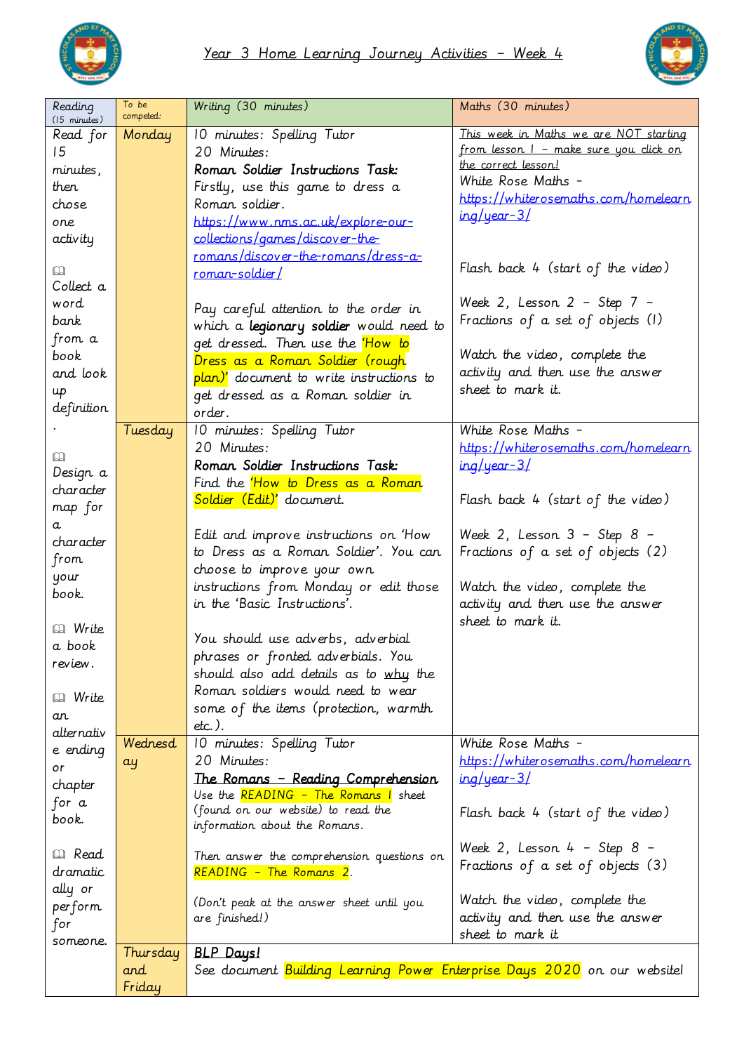# Year 3 Home Learning Journey Activities – Week 4

| Reading (15 minutes) | To be competed: | Writing (30 minutes) | Maths (30 minutes) |
| --- | --- | --- | --- |
| Read for 15 minutes, then chose one activity<br><br>📖 Collect a word bank from a book and look up definition.<br><br>📖 Design a character map for a character from your book.<br><br>📖 Write a book review.<br><br>📖 Write an alternative ending or chapter for a book.<br><br>📖 Read dramatically or perform for someone. | Monday | 10 minutes: Spelling Tutor<br>20 Minutes:<br>**Roman Soldier Instructions Task:**<br>Firstly, use this game to dress a Roman soldier.<br>https://www.nms.ac.uk/explore-our-collections/games/discover-the-romans/discover-the-romans/dress-a-roman-soldier/<br><br>Pay careful attention to the order in which a **legionary soldier** would need to get dressed. Then use the 'How to Dress as a Roman Soldier (rough plan)' document to write instructions to get dressed as a Roman soldier in order. | This week in Maths we are NOT starting from lesson 1 – make sure you click on the correct lesson!<br>White Rose Maths – https://whiterosemaths.com/homelearning/year-3/<br><br>Flash back 4 (start of the video)<br><br>Week 2, Lesson 2 – Step 7 – Fractions of a set of objects (1)<br><br>Watch the video, complete the activity and then use the answer sheet to mark it. |
| | Tuesday | 10 minutes: Spelling Tutor<br>20 Minutes:<br>**Roman Soldier Instructions Task:**<br>Find the 'How to Dress as a Roman Soldier (Edit)' document.<br><br>Edit and improve instructions on 'How to Dress as a Roman Soldier'. You can choose to improve your own instructions from Monday or edit those in the 'Basic Instructions'.<br><br>You should use adverbs, adverbial phrases or fronted adverbials. You should also add details as to why the Roman soldiers would need to wear some of the items (protection, warmth etc.). | White Rose Maths – https://whiterosemaths.com/homelearning/year-3/<br><br>Flash back 4 (start of the video)<br><br>Week 2, Lesson 3 – Step 8 – Fractions of a set of objects (2)<br><br>Watch the video, complete the activity and then use the answer sheet to mark it. |
| | Wednesday | 10 minutes: Spelling Tutor<br>20 Minutes:<br>**The Romans – Reading Comprehension**<br>Use the READING – The Romans 1 sheet (found on our website) to read the information about the Romans.<br><br>Then answer the comprehension questions on READING – The Romans 2.<br><br>(Don't peak at the answer sheet until you are finished!) | White Rose Maths – https://whiterosemaths.com/homelearning/year-3/<br><br>Flash back 4 (start of the video)<br><br>Week 2, Lesson 4 – Step 8 – Fractions of a set of objects (3)<br><br>Watch the video, complete the activity and then use the answer sheet to mark it |
| | Thursday and Friday | **BLP Days!**<br>See document Building Learning Power Enterprise Days 2020 on our website! | |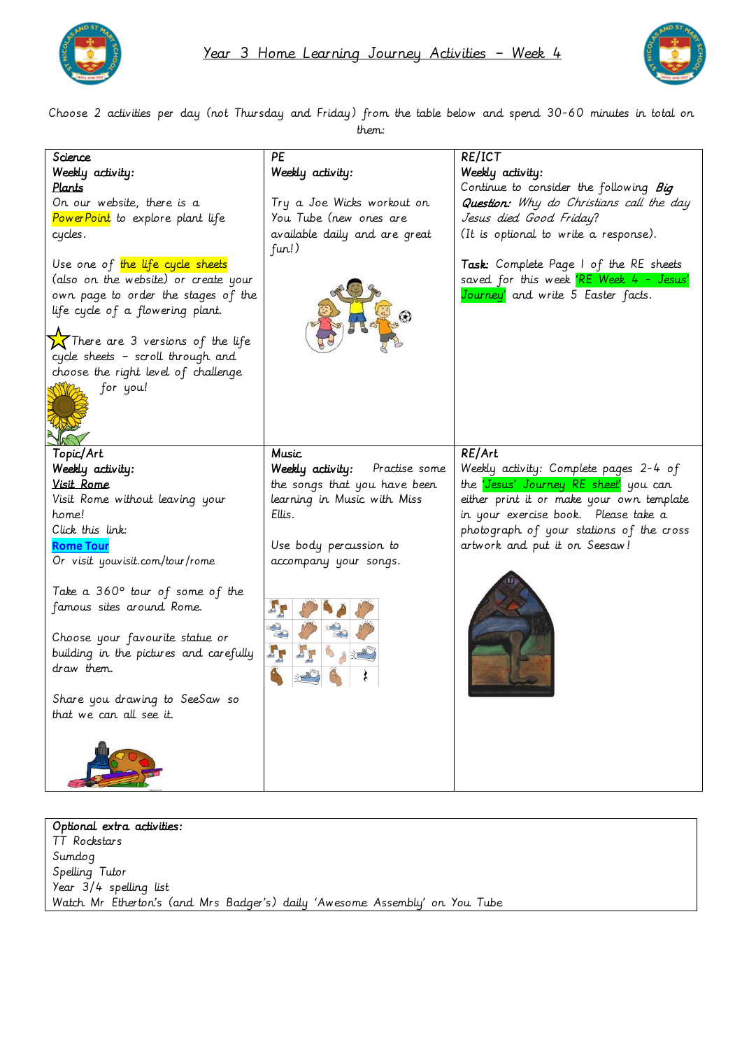# Year 3 Home Learning Journey Activities – Week 4

Choose 2 activities per day (not Thursday and Friday) from the table below and spend 30-60 minutes in total on them:

| | | |
|---|---|---|
| **Science**<br>**Weekly activity:**<br>**Plants**<br>On our website, there is a PowerPoint to explore plant life cycles.<br><br>Use one of the life cycle sheets (also on the website) or create your own page to order the stages of the life cycle of a flowering plant.<br><br>There are 3 versions of the life cycle sheets – scroll through and choose the right level of challenge for you! | **PE**<br>**Weekly activity:**<br><br>Try a Joe Wicks workout on You Tube (new ones are available daily and are great fun!) | **RE/ICT**<br>**Weekly activity:**<br>Continue to consider the following ***Big Question:*** *Why do Christians call the day Jesus died Good Friday?*<br>(It is optional to write a response).<br><br>***Task:*** Complete Page 1 of the RE sheets saved for this week 'RE Week 4 – Jesus' Journey' and write 5 Easter facts. |
| **Topic/Art**<br>**Weekly activity:**<br>**Visit Rome**<br>Visit Rome without leaving your home!<br>Click this link:<br>**Rome Tour**<br>Or visit youvisit.com/tour/rome<br><br>Take a 360° tour of some of the famous sites around Rome.<br><br>Choose your favourite statue or building in the pictures and carefully draw them.<br><br>Share you drawing to SeeSaw so that we can all see it. | **Music**<br>**Weekly activity:** Practise some the songs that you have been learning in Music with Miss Ellis.<br><br>Use body percussion to accompany your songs. | **RE/Art**<br>Weekly activity: Complete pages 2-4 of the 'Jesus' Journey RE sheet' you can either print it or make your own template in your exercise book. Please take a photograph of your stations of the cross artwork and put it on Seesaw! |

***Optional extra activities:***
TT Rockstars
Sumdog
Spelling Tutor
Year 3/4 spelling list
Watch Mr Etherton's (and Mrs Badger's) daily 'Awesome Assembly' on You Tube